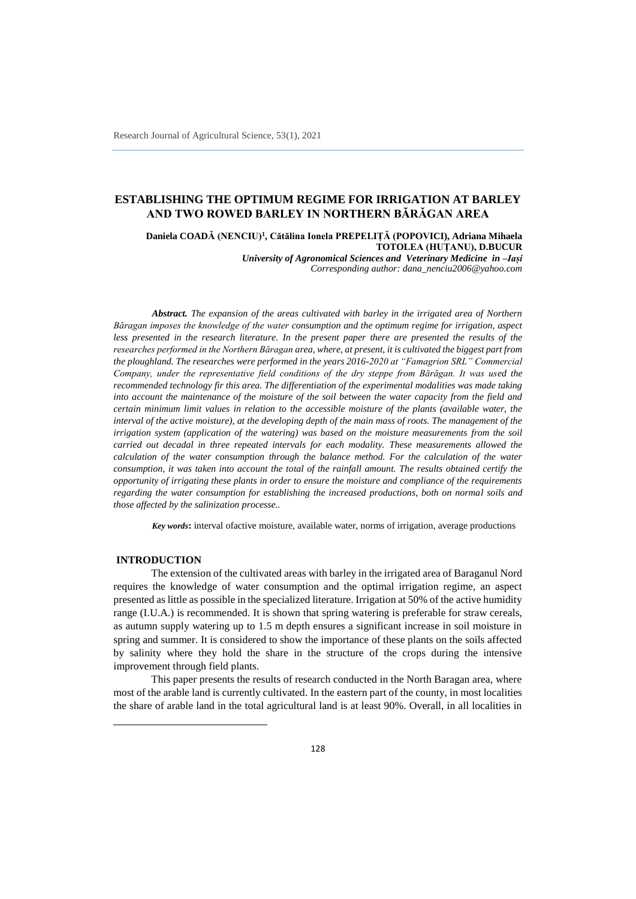# ESTABLISHING THE OPTIMUM REGIME FOR IRRIGATION AT BARLEY AND TWO ROWED BARLEY IN NORTHERN BĂRĂGAN AREA

**Daniela COADĂ (NENCIU)[1], Cătălina Ionela PREPELIȚĂ (POPOVICI), Adriana Mihaela TOTOLEA (HUȚANU), D.BUCUR**

***University of Agronomical Sciences and Veterinary Medicine in –Iași***

*Corresponding author: dana_nenciu2006@yahoo.com*

***Abstract.*** *The expansion of the areas cultivated with barley in the irrigated area of Northern Băragan imposes the knowledge of the water consumption and the optimum regime for irrigation, aspect less presented in the research literature. In the present paper there are presented the results of the researches performed in the Northern Bărăgan area, where, at present, it is cultivated the biggest part from the ploughland. The researches were performed in the years 2016-2020 at "Famagrion SRL" Commercial Company, under the representative field conditions of the dry steppe from Bărăgan. It was used the recommended technology fir this area. The differentiation of the experimental modalities was made taking into account the maintenance of the moisture of the soil between the water capacity from the field and certain minimum limit values in relation to the accessible moisture of the plants (available water, the interval of the active moisture), at the developing depth of the main mass of roots. The management of the irrigation system (application of the watering) was based on the moisture measurements from the soil carried out decadal in three repeated intervals for each modality. These measurements allowed the calculation of the water consumption through the balance method. For the calculation of the water consumption, it was taken into account the total of the rainfall amount. The results obtained certify the opportunity of irrigating these plants in order to ensure the moisture and compliance of the requirements regarding the water consumption for establishing the increased productions, both on normal soils and those affected by the salinization processe..*

***Key words*****:** interval ofactive moisture, available water, norms of irrigation, average productions

## INTRODUCTION

The extension of the cultivated areas with barley in the irrigated area of Baraganul Nord requires the knowledge of water consumption and the optimal irrigation regime, an aspect presented as little as possible in the specialized literature. Irrigation at 50% of the active humidity range (I.U.A.) is recommended. It is shown that spring watering is preferable for straw cereals, as autumn supply watering up to 1.5 m depth ensures a significant increase in soil moisture in spring and summer. It is considered to show the importance of these plants on the soils affected by salinity where they hold the share in the structure of the crops during the intensive improvement through field plants.

This paper presents the results of research conducted in the North Baragan area, where most of the arable land is currently cultivated. In the eastern part of the county, in most localities the share of arable land in the total agricultural land is at least 90%. Overall, in all localities in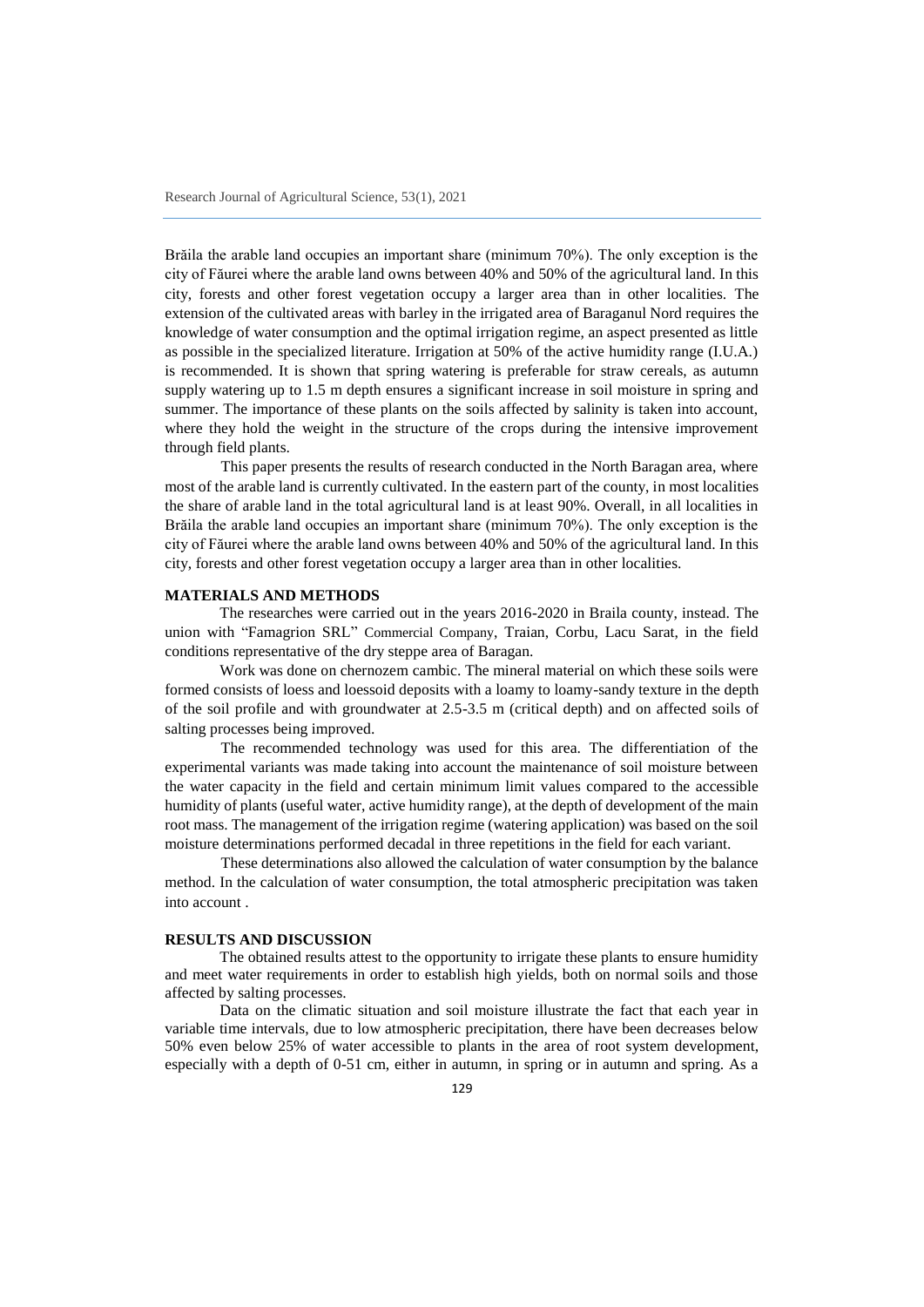Brăila the arable land occupies an important share (minimum 70%). The only exception is the city of Făurei where the arable land owns between 40% and 50% of the agricultural land. In this city, forests and other forest vegetation occupy a larger area than in other localities. The extension of the cultivated areas with barley in the irrigated area of Baraganul Nord requires the knowledge of water consumption and the optimal irrigation regime, an aspect presented as little as possible in the specialized literature. Irrigation at 50% of the active humidity range (I.U.A.) is recommended. It is shown that spring watering is preferable for straw cereals, as autumn supply watering up to 1.5 m depth ensures a significant increase in soil moisture in spring and summer. The importance of these plants on the soils affected by salinity is taken into account, where they hold the weight in the structure of the crops during the intensive improvement through field plants.

This paper presents the results of research conducted in the North Baragan area, where most of the arable land is currently cultivated. In the eastern part of the county, in most localities the share of arable land in the total agricultural land is at least 90%. Overall, in all localities in Brăila the arable land occupies an important share (minimum 70%). The only exception is the city of Făurei where the arable land owns between 40% and 50% of the agricultural land. In this city, forests and other forest vegetation occupy a larger area than in other localities.

## MATERIALS AND METHODS

The researches were carried out in the years 2016-2020 in Braila county, instead. The union with "Famagrion SRL" Commercial Company, Traian, Corbu, Lacu Sarat, in the field conditions representative of the dry steppe area of Baragan.

Work was done on chernozem cambic. The mineral material on which these soils were formed consists of loess and loessoid deposits with a loamy to loamy-sandy texture in the depth of the soil profile and with groundwater at 2.5-3.5 m (critical depth) and on affected soils of salting processes being improved.

The recommended technology was used for this area. The differentiation of the experimental variants was made taking into account the maintenance of soil moisture between the water capacity in the field and certain minimum limit values compared to the accessible humidity of plants (useful water, active humidity range), at the depth of development of the main root mass. The management of the irrigation regime (watering application) was based on the soil moisture determinations performed decadal in three repetitions in the field for each variant.

These determinations also allowed the calculation of water consumption by the balance method. In the calculation of water consumption, the total atmospheric precipitation was taken into account .

## RESULTS AND DISCUSSION

The obtained results attest to the opportunity to irrigate these plants to ensure humidity and meet water requirements in order to establish high yields, both on normal soils and those affected by salting processes.

Data on the climatic situation and soil moisture illustrate the fact that each year in variable time intervals, due to low atmospheric precipitation, there have been decreases below 50% even below 25% of water accessible to plants in the area of root system development, especially with a depth of 0-51 cm, either in autumn, in spring or in autumn and spring. As a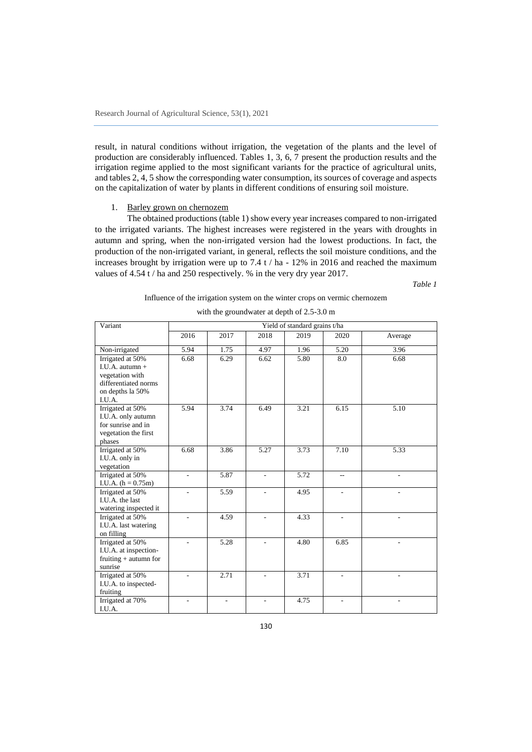result, in natural conditions without irrigation, the vegetation of the plants and the level of production are considerably influenced. Tables 1, 3, 6, 7 present the production results and the irrigation regime applied to the most significant variants for the practice of agricultural units, and tables 2, 4, 5 show the corresponding water consumption, its sources of coverage and aspects on the capitalization of water by plants in different conditions of ensuring soil moisture.

1. Barley grown on chernozem

The obtained productions (table 1) show every year increases compared to non-irrigated to the irrigated variants. The highest increases were registered in the years with droughts in autumn and spring, when the non-irrigated version had the lowest productions. In fact, the production of the non-irrigated variant, in general, reflects the soil moisture conditions, and the increases brought by irrigation were up to 7.4 t / ha - 12% in 2016 and reached the maximum values of 4.54 t / ha and 250 respectively. % in the very dry year 2017.

*Table 1*

Influence of the irrigation system on the winter crops on vermic chernozem

with the groundwater at depth of 2.5-3.0 m

| Variant | Yield of standard grains t/ha | | | | | |
|---|---|---|---|---|---|---|
| | 2016 | 2017 | 2018 | 2019 | 2020 | Average |
| Non-irrigated | 5.94 | 1.75 | 4.97 | 1.96 | 5.20 | 3.96 |
| Irrigated at 50% I.U.A. autumn + vegetation with differentiated norms on depths la 50% I.U.A. | 6.68 | 6.29 | 6.62 | 5.80 | 8.0 | 6.68 |
| Irrigated at 50% I.U.A. only autumn for sunrise and in vegetation the first phases | 5.94 | 3.74 | 6.49 | 3.21 | 6.15 | 5.10 |
| Irrigated at 50% I.U.A. only in vegetation | 6.68 | 3.86 | 5.27 | 3.73 | 7.10 | 5.33 |
| Irrigated at 50% I.U.A. (h = 0.75m) | - | 5.87 | - | 5.72 | -- | - |
| Irrigated at 50% I.U.A. the last watering inspected it | - | 5.59 | - | 4.95 | - | - |
| Irrigated at 50% I.U.A. last watering on filling | - | 4.59 | - | 4.33 | - | - |
| Irrigated at 50% I.U.A. at inspection-fruiting + autumn for sunrise | - | 5.28 | - | 4.80 | 6.85 | - |
| Irrigated at 50% I.U.A. to inspected-fruiting | - | 2.71 | - | 3.71 | - | - |
| Irrigated at 70% I.U.A. | - | - | - | 4.75 | - | - |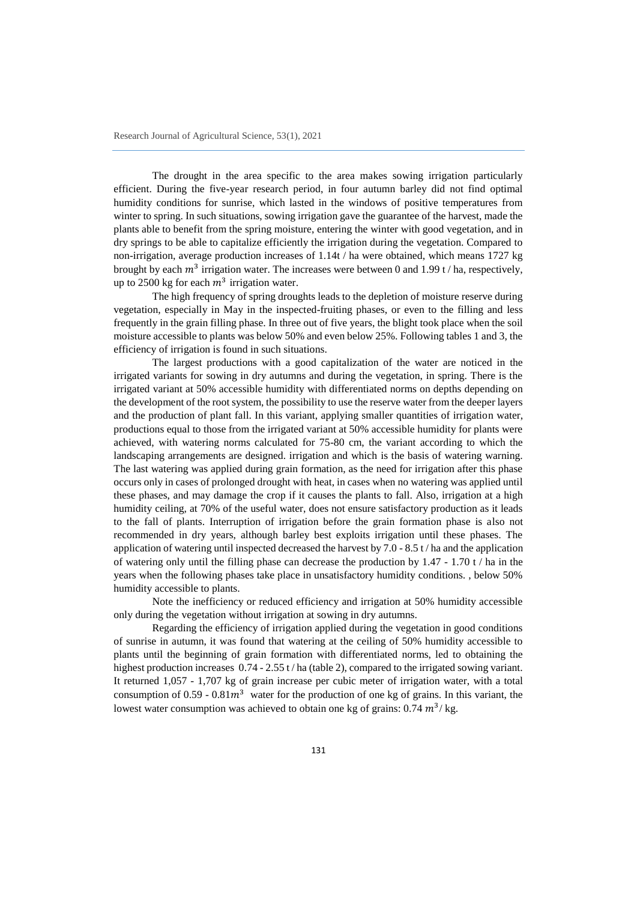The drought in the area specific to the area makes sowing irrigation particularly efficient. During the five-year research period, in four autumn barley did not find optimal humidity conditions for sunrise, which lasted in the windows of positive temperatures from winter to spring. In such situations, sowing irrigation gave the guarantee of the harvest, made the plants able to benefit from the spring moisture, entering the winter with good vegetation, and in dry springs to be able to capitalize efficiently the irrigation during the vegetation. Compared to non-irrigation, average production increases of 1.14t / ha were obtained, which means 1727 kg brought by each $m^3$ irrigation water. The increases were between 0 and 1.99 t / ha, respectively, up to 2500 kg for each $m^3$ irrigation water.

The high frequency of spring droughts leads to the depletion of moisture reserve during vegetation, especially in May in the inspected-fruiting phases, or even to the filling and less frequently in the grain filling phase. In three out of five years, the blight took place when the soil moisture accessible to plants was below 50% and even below 25%. Following tables 1 and 3, the efficiency of irrigation is found in such situations.

The largest productions with a good capitalization of the water are noticed in the irrigated variants for sowing in dry autumns and during the vegetation, in spring. There is the irrigated variant at 50% accessible humidity with differentiated norms on depths depending on the development of the root system, the possibility to use the reserve water from the deeper layers and the production of plant fall. In this variant, applying smaller quantities of irrigation water, productions equal to those from the irrigated variant at 50% accessible humidity for plants were achieved, with watering norms calculated for 75-80 cm, the variant according to which the landscaping arrangements are designed. irrigation and which is the basis of watering warning. The last watering was applied during grain formation, as the need for irrigation after this phase occurs only in cases of prolonged drought with heat, in cases when no watering was applied until these phases, and may damage the crop if it causes the plants to fall. Also, irrigation at a high humidity ceiling, at 70% of the useful water, does not ensure satisfactory production as it leads to the fall of plants. Interruption of irrigation before the grain formation phase is also not recommended in dry years, although barley best exploits irrigation until these phases. The application of watering until inspected decreased the harvest by 7.0 - 8.5 t / ha and the application of watering only until the filling phase can decrease the production by 1.47 - 1.70 t / ha in the years when the following phases take place in unsatisfactory humidity conditions. , below 50% humidity accessible to plants.

Note the inefficiency or reduced efficiency and irrigation at 50% humidity accessible only during the vegetation without irrigation at sowing in dry autumns.

Regarding the efficiency of irrigation applied during the vegetation in good conditions of sunrise in autumn, it was found that watering at the ceiling of 50% humidity accessible to plants until the beginning of grain formation with differentiated norms, led to obtaining the highest production increases 0.74 - 2.55 t / ha (table 2), compared to the irrigated sowing variant. It returned 1,057 - 1,707 kg of grain increase per cubic meter of irrigation water, with a total consumption of 0.59 - 0.81$m^3$ water for the production of one kg of grains. In this variant, the lowest water consumption was achieved to obtain one kg of grains: 0.74 $m^3$/ kg.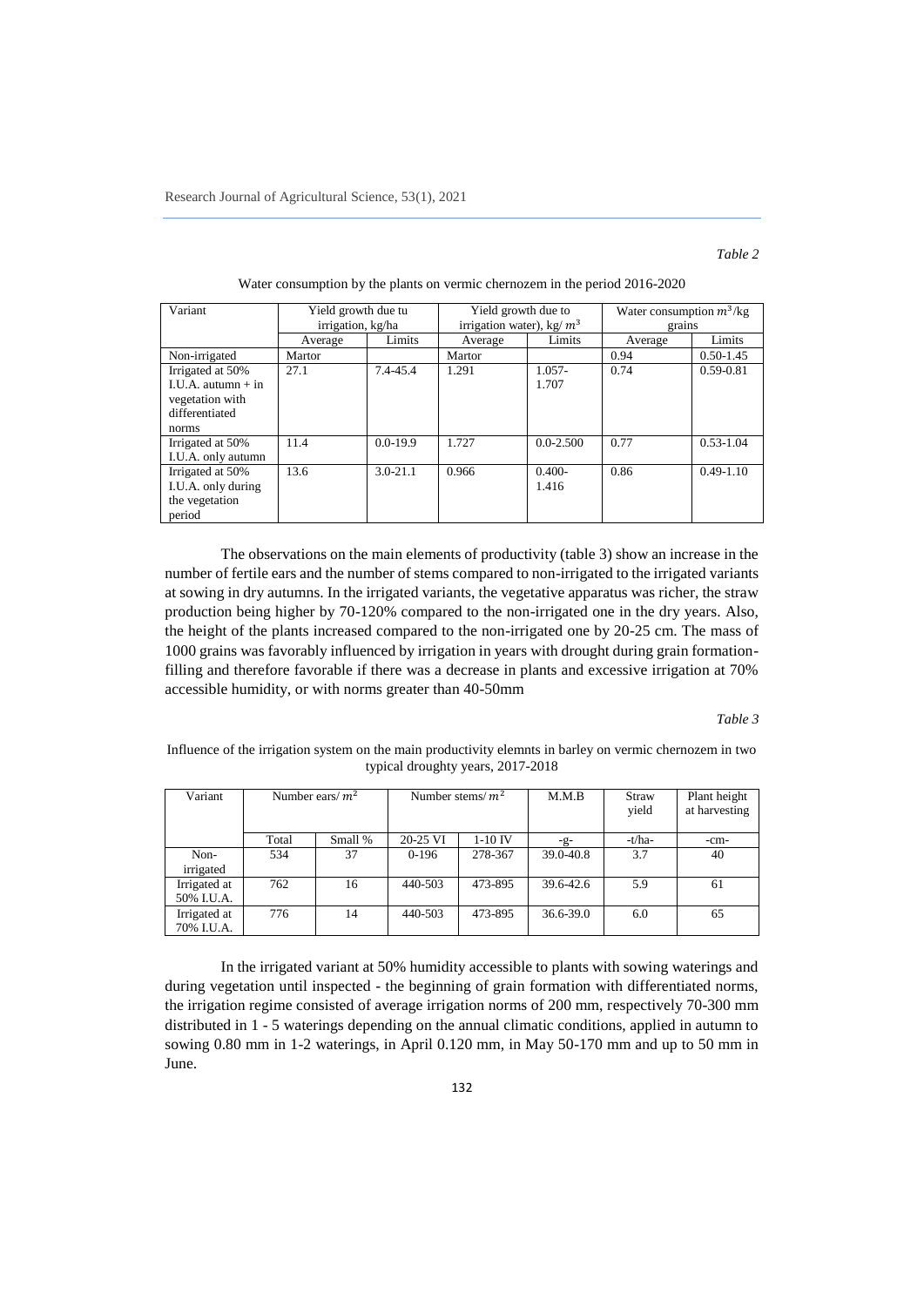*Table 2*

Water consumption by the plants on vermic chernozem in the period 2016-2020

| Variant | Yield growth due tu irrigation, kg/ha | | Yield growth due to irrigation water), kg/ $m^3$ | | Water consumption $m^3$/kg grains | |
|---|---|---|---|---|---|---|
| | Average | Limits | Average | Limits | Average | Limits |
| Non-irrigated | Martor | | Martor | | 0.94 | 0.50-1.45 |
| Irrigated at 50% I.U.A. autumn + in vegetation with differentiated norms | 27.1 | 7.4-45.4 | 1.291 | 1.057-1.707 | 0.74 | 0.59-0.81 |
| Irrigated at 50% I.U.A. only autumn | 11.4 | 0.0-19.9 | 1.727 | 0.0-2.500 | 0.77 | 0.53-1.04 |
| Irrigated at 50% I.U.A. only during the vegetation period | 13.6 | 3.0-21.1 | 0.966 | 0.400-1.416 | 0.86 | 0.49-1.10 |

The observations on the main elements of productivity (table 3) show an increase in the number of fertile ears and the number of stems compared to non-irrigated to the irrigated variants at sowing in dry autumns. In the irrigated variants, the vegetative apparatus was richer, the straw production being higher by 70-120% compared to the non-irrigated one in the dry years. Also, the height of the plants increased compared to the non-irrigated one by 20-25 cm. The mass of 1000 grains was favorably influenced by irrigation in years with drought during grain formation-filling and therefore favorable if there was a decrease in plants and excessive irrigation at 70% accessible humidity, or with norms greater than 40-50mm

*Table 3*

Influence of the irrigation system on the main productivity elemnts in barley on vermic chernozem in two typical droughty years, 2017-2018

| Variant | Number ears/ $m^2$ | | Number stems/ $m^2$ | | M.M.B | Straw yield | Plant height at harvesting |
|---|---|---|---|---|---|---|---|
| | Total | Small % | 20-25 VI | 1-10 IV | -g- | -t/ha- | -cm- |
| Non-irrigated | 534 | 37 | 0-196 | 278-367 | 39.0-40.8 | 3.7 | 40 |
| Irrigated at 50% I.U.A. | 762 | 16 | 440-503 | 473-895 | 39.6-42.6 | 5.9 | 61 |
| Irrigated at 70% I.U.A. | 776 | 14 | 440-503 | 473-895 | 36.6-39.0 | 6.0 | 65 |

In the irrigated variant at 50% humidity accessible to plants with sowing waterings and during vegetation until inspected - the beginning of grain formation with differentiated norms, the irrigation regime consisted of average irrigation norms of 200 mm, respectively 70-300 mm distributed in 1 - 5 waterings depending on the annual climatic conditions, applied in autumn to sowing 0.80 mm in 1-2 waterings, in April 0.120 mm, in May 50-170 mm and up to 50 mm in June.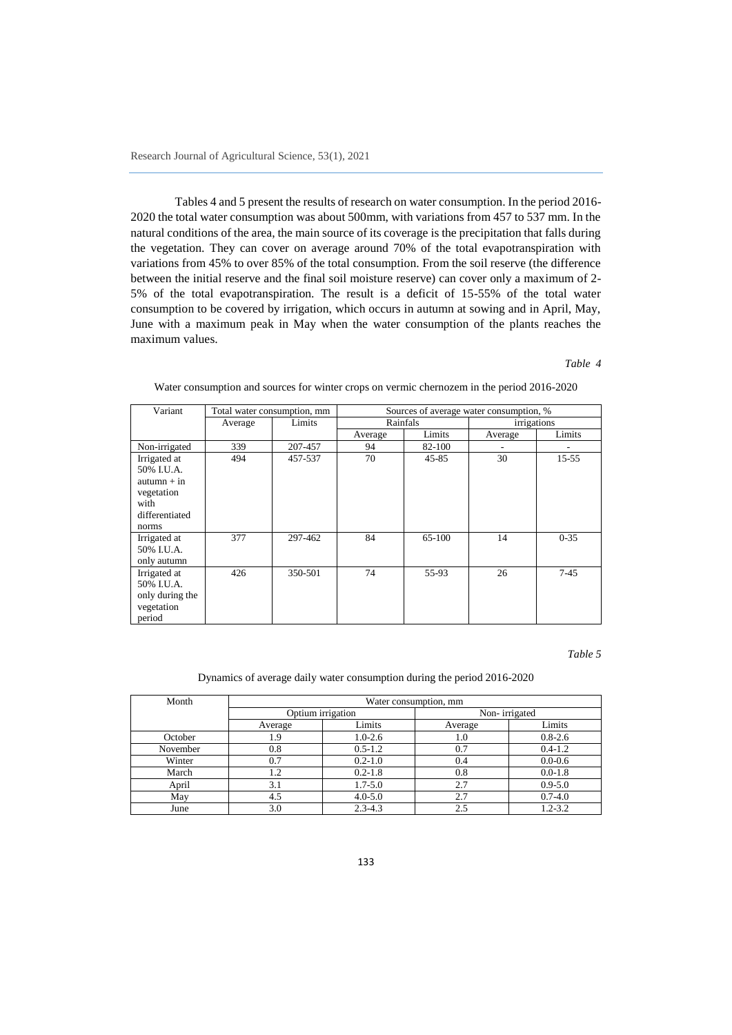Tables 4 and 5 present the results of research on water consumption. In the period 2016-2020 the total water consumption was about 500mm, with variations from 457 to 537 mm. In the natural conditions of the area, the main source of its coverage is the precipitation that falls during the vegetation. They can cover on average around 70% of the total evapotranspiration with variations from 45% to over 85% of the total consumption. From the soil reserve (the difference between the initial reserve and the final soil moisture reserve) can cover only a maximum of 2-5% of the total evapotranspiration. The result is a deficit of 15-55% of the total water consumption to be covered by irrigation, which occurs in autumn at sowing and in April, May, June with a maximum peak in May when the water consumption of the plants reaches the maximum values.

*Table 4*

Water consumption and sources for winter crops on vermic chernozem in the period 2016-2020

| Variant | Total water consumption, mm | | Sources of average water consumption, % | | | |
|---|---|---|---|---|---|---|
| | Average | Limits | Rainfalls | | irrigations | |
| | | | Average | Limits | Average | Limits |
| Non-irrigated | 339 | 207-457 | 94 | 82-100 | - | - |
| Irrigated at 50% I.U.A. autumn + in vegetation with differentiated norms | 494 | 457-537 | 70 | 45-85 | 30 | 15-55 |
| Irrigated at 50% I.U.A. only autumn | 377 | 297-462 | 84 | 65-100 | 14 | 0-35 |
| Irrigated at 50% I.U.A. only during the vegetation period | 426 | 350-501 | 74 | 55-93 | 26 | 7-45 |

*Table 5*

Dynamics of average daily water consumption during the period 2016-2020

| Month | Water consumption, mm | | | |
|---|---|---|---|---|
| | Optium irrigation | | Non- irrigated | |
| | Average | Limits | Average | Limits |
| October | 1.9 | 1.0-2.6 | 1.0 | 0.8-2.6 |
| November | 0.8 | 0.5-1.2 | 0.7 | 0.4-1.2 |
| Winter | 0.7 | 0.2-1.0 | 0.4 | 0.0-0.6 |
| March | 1.2 | 0.2-1.8 | 0.8 | 0.0-1.8 |
| April | 3.1 | 1.7-5.0 | 2.7 | 0.9-5.0 |
| May | 4.5 | 4.0-5.0 | 2.7 | 0.7-4.0 |
| June | 3.0 | 2.3-4.3 | 2.5 | 1.2-3.2 |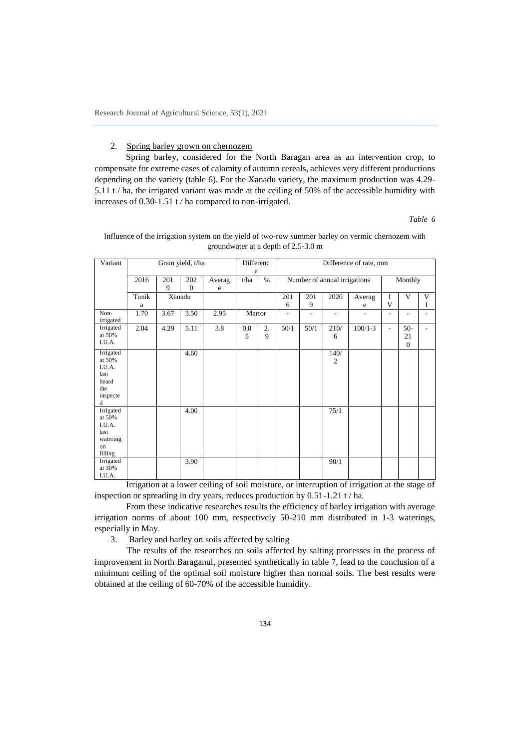2. Spring barley grown on chernozem

Spring barley, considered for the North Baragan area as an intervention crop, to compensate for extreme cases of calamity of autumn cereals, achieves very different productions depending on the variety (table 6). For the Xanadu variety, the maximum production was 4.29-5.11 t / ha, the irrigated variant was made at the ceiling of 50% of the accessible humidity with increases of 0.30-1.51 t / ha compared to non-irrigated.

*Table 6*

Influence of the irrigation system on the yield of two-row summer barley on vermic chernozem with groundwater at a depth of 2.5-3.0 m

| Variant | Grain yield, t/ha | | | | Difference | | Difference of rate, mm | | | | | | |
|---|---|---|---|---|---|---|---|---|---|---|---|---|---|
| | 2016 | 2019 | 2020 | Average | t/ha | % | Number of annual irrigations | | | | Monthly | | |
| | Tunika | Xanadu | | | | | 2016 | 2019 | 2020 | Average | IV | V | VI |
| Non-irrigated | 1.70 | 3.67 | 3.50 | 2.95 | Martor | | - | - | - | - | - | - | - |
| Irrigated at 50% I.U.A. | 2.04 | 4.29 | 5.11 | 3.8 | 0.85 | 2.9 | 50/1 | 50/1 | 210/6 | 100/1-3 | - | 50-210 | - |
| Irrigated at 50% I.U.A. last heard the inspected | | | 4.60 | | | | | | 140/2 | | | | |
| Irrigated at 50% I.U.A. last watering on filling | | | 4.00 | | | | | | 75/1 | | | | |
| Irrigated at 30% I.U.A. | | | 3.90 | | | | | | 90/1 | | | | |

Irrigation at a lower ceiling of soil moisture, or interruption of irrigation at the stage of inspection or spreading in dry years, reduces production by 0.51-1.21 t / ha.

From these indicative researches results the efficiency of barley irrigation with average irrigation norms of about 100 mm, respectively 50-210 mm distributed in 1-3 waterings, especially in May.

3. Barley and barley on soils affected by salting

The results of the researches on soils affected by salting processes in the process of improvement in North Baraganul, presented synthetically in table 7, lead to the conclusion of a minimum ceiling of the optimal soil moisture higher than normal soils. The best results were obtained at the ceiling of 60-70% of the accessible humidity.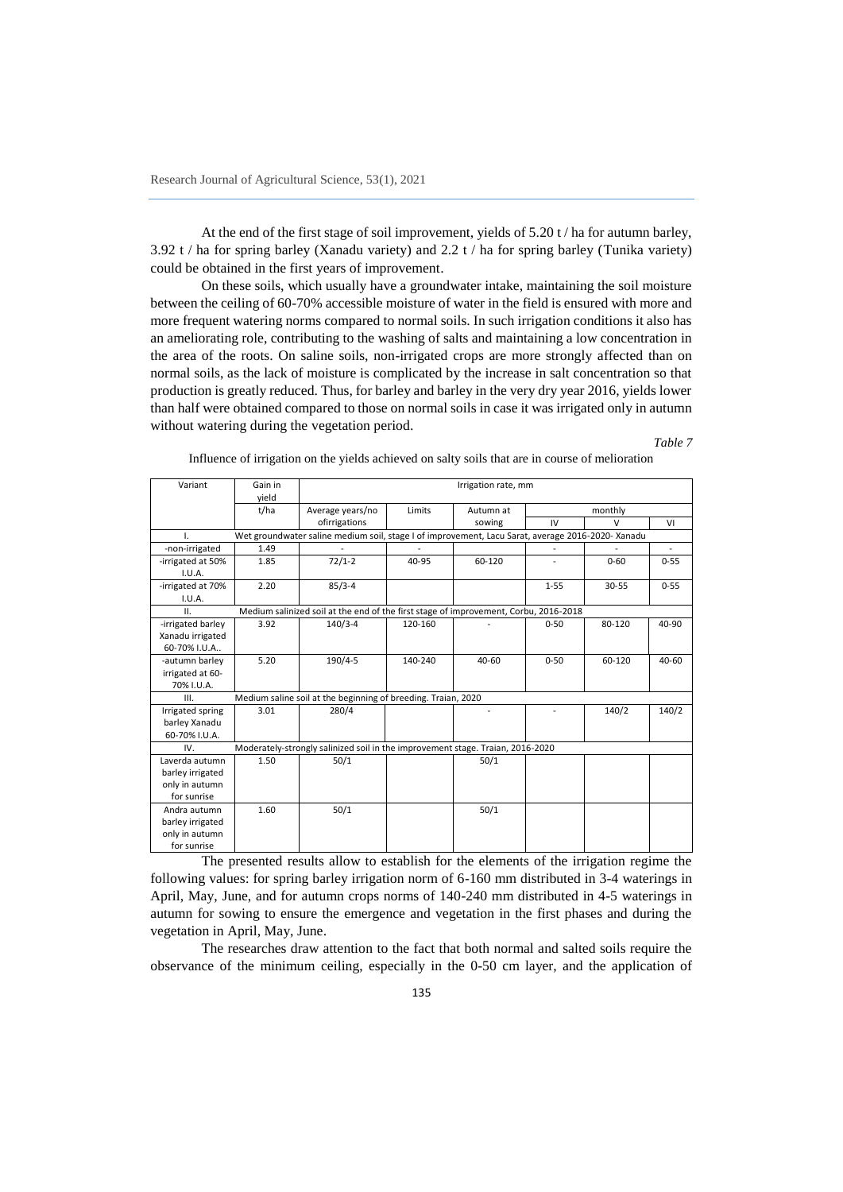At the end of the first stage of soil improvement, yields of 5.20 t / ha for autumn barley, 3.92 t / ha for spring barley (Xanadu variety) and 2.2 t / ha for spring barley (Tunika variety) could be obtained in the first years of improvement.

On these soils, which usually have a groundwater intake, maintaining the soil moisture between the ceiling of 60-70% accessible moisture of water in the field is ensured with more and more frequent watering norms compared to normal soils. In such irrigation conditions it also has an ameliorating role, contributing to the washing of salts and maintaining a low concentration in the area of the roots. On saline soils, non-irrigated crops are more strongly affected than on normal soils, as the lack of moisture is complicated by the increase in salt concentration so that production is greatly reduced. Thus, for barley and barley in the very dry year 2016, yields lower than half were obtained compared to those on normal soils in case it was irrigated only in autumn without watering during the vegetation period.

*Table 7*

Influence of irrigation on the yields achieved on salty soils that are in course of melioration

| Variant | Gain in yield | Irrigation rate, mm | | | | | |
|---|---|---|---|---|---|---|---|
| | t/ha | Average years/no ofirrigations | Limits | Autumn at sowing | monthly | | |
| | | | | | IV | V | VI |
| I. | Wet groundwater saline medium soil, stage I of improvement, Lacu Sarat, average 2016-2020- Xanadu | | | | | | |
| -non-irrigated | 1.49 | - | - | | - | - | - |
| -irrigated at 50% I.U.A. | 1.85 | 72/1-2 | 40-95 | 60-120 | - | 0-60 | 0-55 |
| -irrigated at 70% I.U.A. | 2.20 | 85/3-4 | | | 1-55 | 30-55 | 0-55 |
| II. | Medium salinized soil at the end of the first stage of improvement, Corbu, 2016-2018 | | | | | | |
| -irrigated barley Xanadu irrigated 60-70% I.U.A.. | 3.92 | 140/3-4 | 120-160 | - | 0-50 | 80-120 | 40-90 |
| -autumn barley irrigated at 60-70% I.U.A. | 5.20 | 190/4-5 | 140-240 | 40-60 | 0-50 | 60-120 | 40-60 |
| III. | Medium saline soil at the beginning of breeding. Traian, 2020 | | | | | | |
| Irrigated spring barley Xanadu 60-70% I.U.A. | 3.01 | 280/4 | | - | - | 140/2 | 140/2 |
| IV. | Moderately-strongly salinized soil in the improvement stage. Traian, 2016-2020 | | | | | | |
| Laverda autumn barley irrigated only in autumn for sunrise | 1.50 | 50/1 | | 50/1 | | | |
| Andra autumn barley irrigated only in autumn for sunrise | 1.60 | 50/1 | | 50/1 | | | |

The presented results allow to establish for the elements of the irrigation regime the following values: for spring barley irrigation norm of 6-160 mm distributed in 3-4 waterings in April, May, June, and for autumn crops norms of 140-240 mm distributed in 4-5 waterings in autumn for sowing to ensure the emergence and vegetation in the first phases and during the vegetation in April, May, June.

The researches draw attention to the fact that both normal and salted soils require the observance of the minimum ceiling, especially in the 0-50 cm layer, and the application of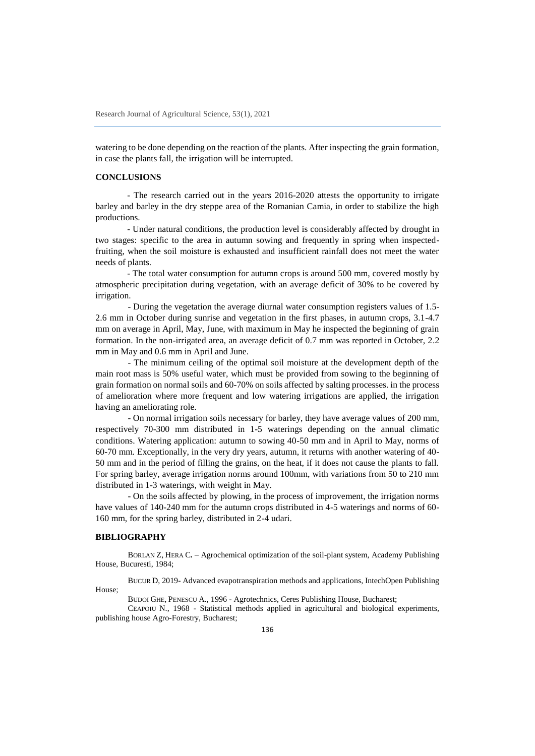watering to be done depending on the reaction of the plants. After inspecting the grain formation, in case the plants fall, the irrigation will be interrupted.

## CONCLUSIONS

- The research carried out in the years 2016-2020 attests the opportunity to irrigate barley and barley in the dry steppe area of the Romanian Camia, in order to stabilize the high productions.

- Under natural conditions, the production level is considerably affected by drought in two stages: specific to the area in autumn sowing and frequently in spring when inspected-fruiting, when the soil moisture is exhausted and insufficient rainfall does not meet the water needs of plants.

- The total water consumption for autumn crops is around 500 mm, covered mostly by atmospheric precipitation during vegetation, with an average deficit of 30% to be covered by irrigation.

- During the vegetation the average diurnal water consumption registers values of 1.5-2.6 mm in October during sunrise and vegetation in the first phases, in autumn crops, 3.1-4.7 mm on average in April, May, June, with maximum in May he inspected the beginning of grain formation. In the non-irrigated area, an average deficit of 0.7 mm was reported in October, 2.2 mm in May and 0.6 mm in April and June.

- The minimum ceiling of the optimal soil moisture at the development depth of the main root mass is 50% useful water, which must be provided from sowing to the beginning of grain formation on normal soils and 60-70% on soils affected by salting processes. in the process of amelioration where more frequent and low watering irrigations are applied, the irrigation having an ameliorating role.

- On normal irrigation soils necessary for barley, they have average values of 200 mm, respectively 70-300 mm distributed in 1-5 waterings depending on the annual climatic conditions. Watering application: autumn to sowing 40-50 mm and in April to May, norms of 60-70 mm. Exceptionally, in the very dry years, autumn, it returns with another watering of 40-50 mm and in the period of filling the grains, on the heat, if it does not cause the plants to fall. For spring barley, average irrigation norms around 100mm, with variations from 50 to 210 mm distributed in 1-3 waterings, with weight in May.

- On the soils affected by plowing, in the process of improvement, the irrigation norms have values of 140-240 mm for the autumn crops distributed in 4-5 waterings and norms of 60-160 mm, for the spring barley, distributed in 2-4 udari.

## BIBLIOGRAPHY

BORLAN Z, HERA C. – Agrochemical optimization of the soil-plant system, Academy Publishing House, Bucuresti, 1984;

BUCUR D, 2019- Advanced evapotranspiration methods and applications, IntechOpen Publishing House;

BUDOI GHE, PENESCU A., 1996 - Agrotechnics, Ceres Publishing House, Bucharest;

CEAPOIU N., 1968 - Statistical methods applied in agricultural and biological experiments, publishing house Agro-Forestry, Bucharest;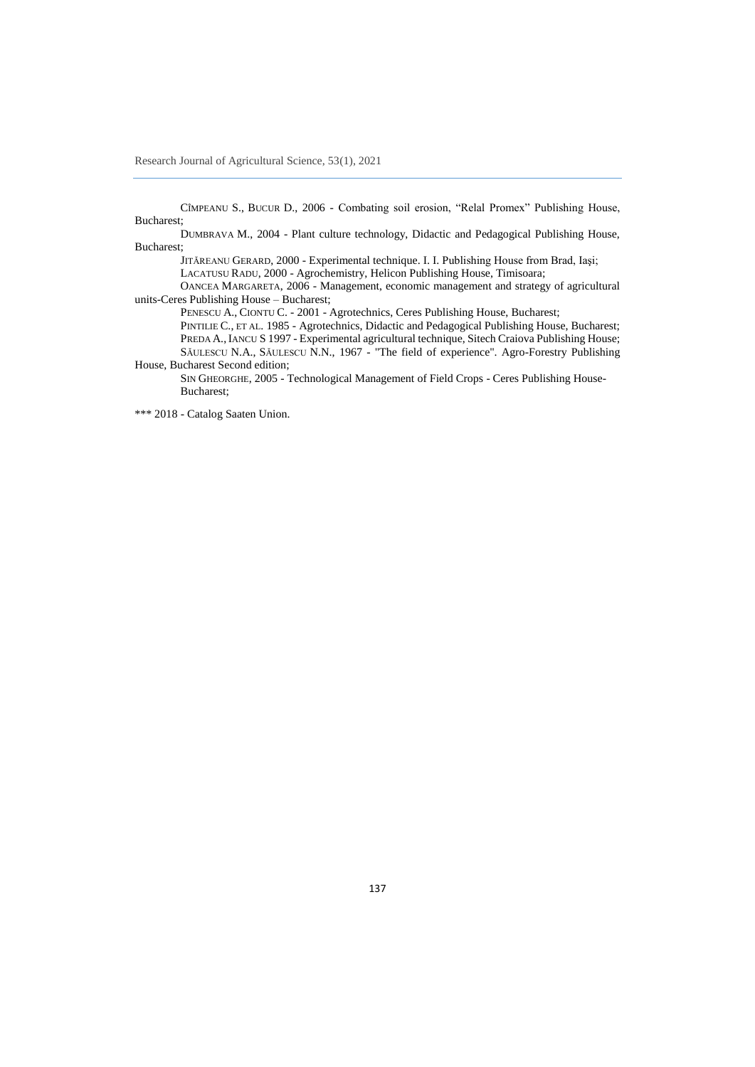CÎMPEANU S., BUCUR D., 2006 - Combating soil erosion, "Relal Promex" Publishing House, Bucharest;

DUMBRAVA M., 2004 - Plant culture technology, Didactic and Pedagogical Publishing House, Bucharest;

JITĂREANU GERARD, 2000 - Experimental technique. I. I. Publishing House from Brad, Iași;

LACATUSU RADU, 2000 - Agrochemistry, Helicon Publishing House, Timisoara;

OANCEA MARGARETA, 2006 - Management, economic management and strategy of agricultural units-Ceres Publishing House – Bucharest;

PENESCU A., CIONTU C. - 2001 - Agrotechnics, Ceres Publishing House, Bucharest;

PINTILIE C., ET AL. 1985 - Agrotechnics, Didactic and Pedagogical Publishing House, Bucharest;

PREDA A., IANCU S 1997 - Experimental agricultural technique, Sitech Craiova Publishing House;

SĂULESCU N.A., SĂULESCU N.N., 1967 - "The field of experience". Agro-Forestry Publishing House, Bucharest Second edition;

SIN GHEORGHE, 2005 - Technological Management of Field Crops - Ceres Publishing House- Bucharest;

*** 2018 - Catalog Saaten Union.